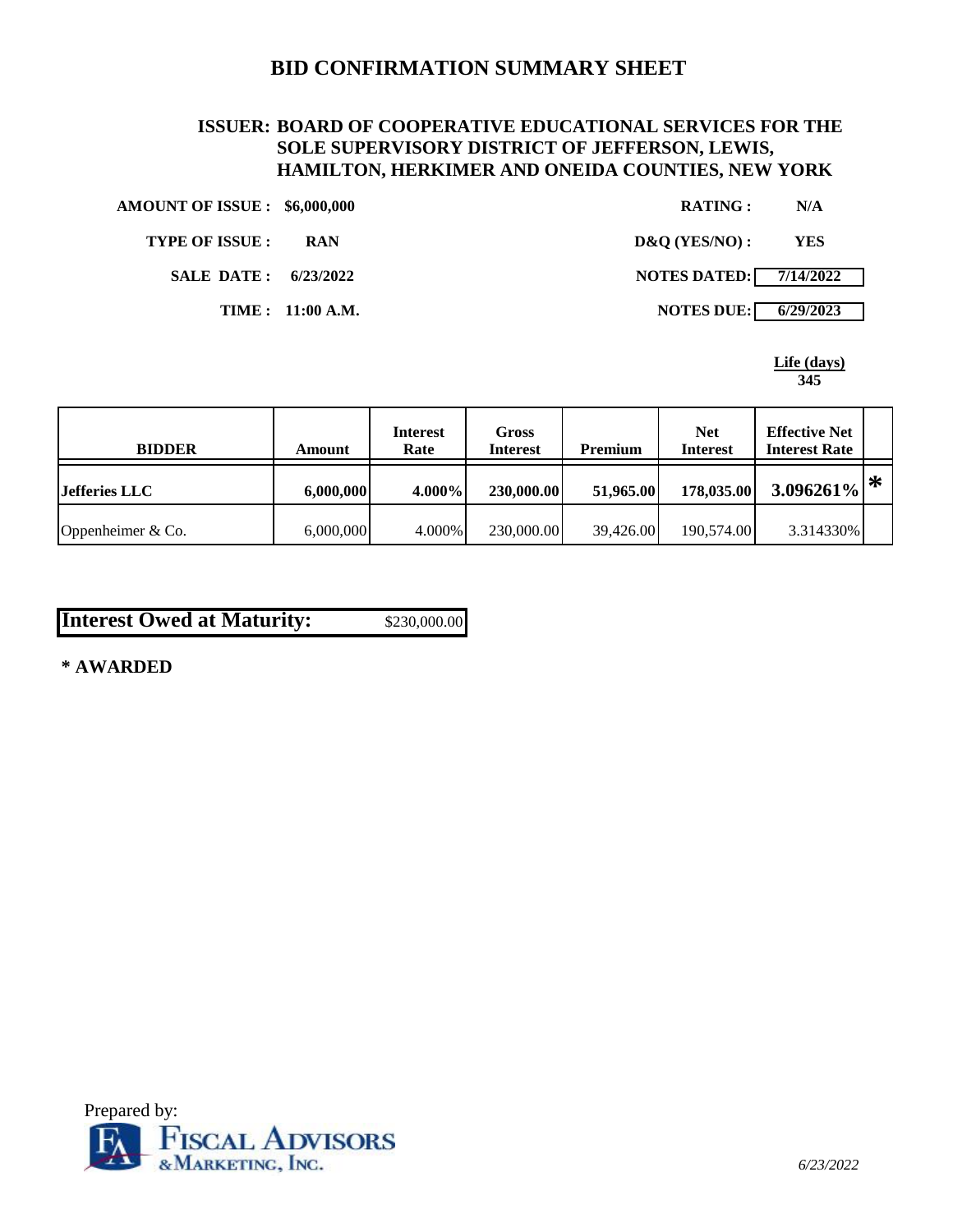# BID CONFIRMATION SUMMARY SHEET

**ISSUER: BOARD OF COOPERATIVE EDUCATIONAL SERVICES FOR THE SOLE SUPERVISORY DISTRICT OF JEFFERSON, LEWIS, HAMILTON, HERKIMER AND ONEIDA COUNTIES, NEW YORK**

**AMOUNT OF ISSUE :** $6,000,000

**TYPE OF ISSUE :** RAN

**SALE DATE :** 6/23/2022

**TIME :** 11:00 A.M.

**RATING :** N/A

**D&Q (YES/NO) :** YES

**NOTES DATED:** 7/14/2022

**NOTES DUE:** 6/29/2023

**Life (days)**
345

| BIDDER | Amount | Interest Rate | Gross Interest | Premium | Net Interest | Effective Net Interest Rate | |
|---|---|---|---|---|---|---|---|
| **Jefferies LLC** | **6,000,000** | **4.000%** | **230,000.00** | **51,965.00** | **178,035.00** | **3.096261%** | * |
| Oppenheimer & Co. | 6,000,000 | 4.000% | 230,000.00 | 39,426.00 | 190,574.00 | 3.314330% | |

**Interest Owed at Maturity:** $230,000.00

**\* AWARDED**

Prepared by:
Fiscal Advisors & Marketing, Inc.

*6/23/2022*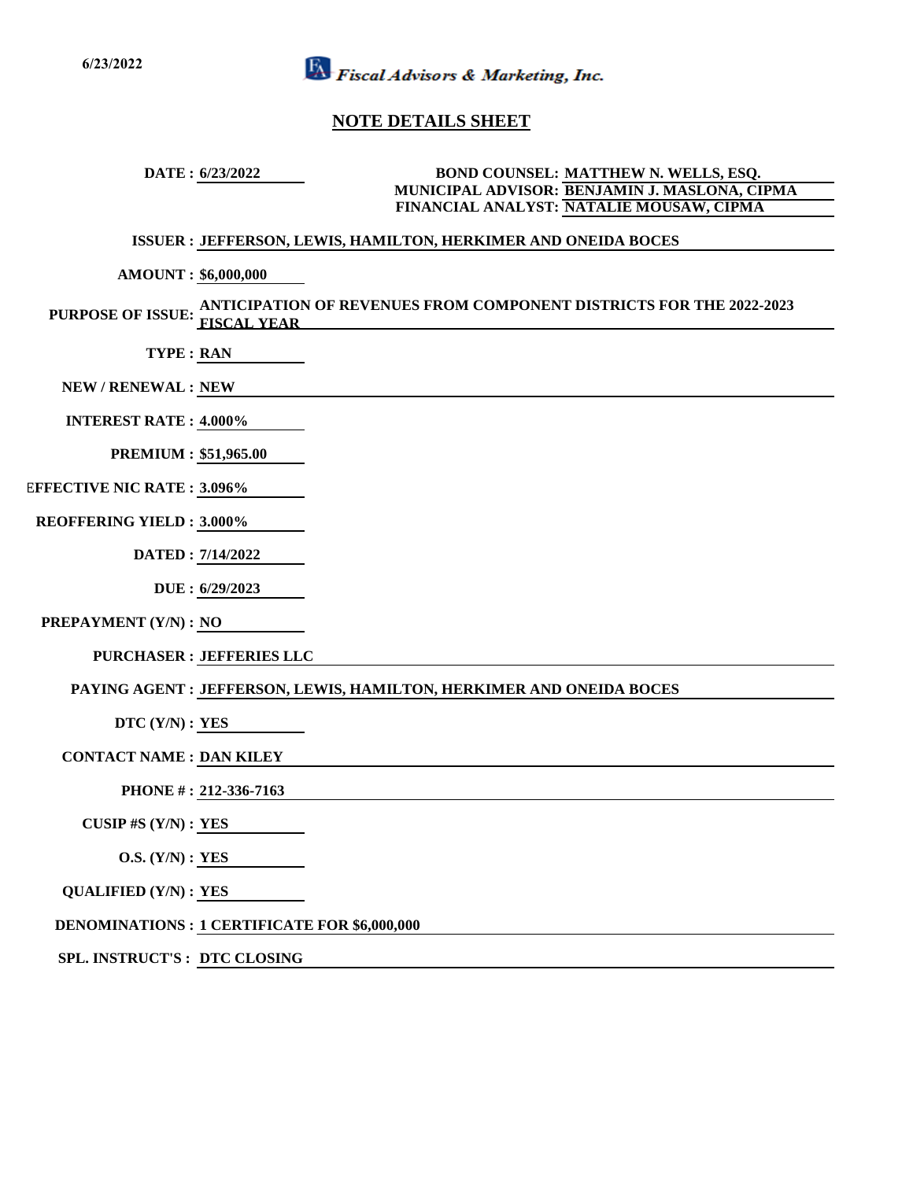6/23/2022

Fiscal Advisors & Marketing, Inc.

# NOTE DETAILS SHEET

**DATE :** 6/23/2022

**BOND COUNSEL:** MATTHEW N. WELLS, ESQ.
**MUNICIPAL ADVISOR:** BENJAMIN J. MASLONA, CIPMA
**FINANCIAL ANALYST:** NATALIE MOUSAW, CIPMA

**ISSUER :** JEFFERSON, LEWIS, HAMILTON, HERKIMER AND ONEIDA BOCES

**AMOUNT :** $6,000,000

**PURPOSE OF ISSUE:** ANTICIPATION OF REVENUES FROM COMPONENT DISTRICTS FOR THE 2022-2023 FISCAL YEAR

**TYPE :** RAN

**NEW / RENEWAL :** NEW

**INTEREST RATE :** 4.000%

**PREMIUM :** $51,965.00

**EFFECTIVE NIC RATE :** 3.096%

**REOFFERING YIELD :** 3.000%

**DATED :** 7/14/2022

**DUE :** 6/29/2023

**PREPAYMENT (Y/N) :** NO

**PURCHASER :** JEFFERIES LLC

**PAYING AGENT :** JEFFERSON, LEWIS, HAMILTON, HERKIMER AND ONEIDA BOCES

**DTC (Y/N) :** YES

**CONTACT NAME :** DAN KILEY

**PHONE # :** 212-336-7163

**CUSIP #S (Y/N) :** YES

**O.S. (Y/N) :** YES

**QUALIFIED (Y/N) :** YES

**DENOMINATIONS :** 1 CERTIFICATE FOR $6,000,000

**SPL. INSTRUCT'S :** DTC CLOSING